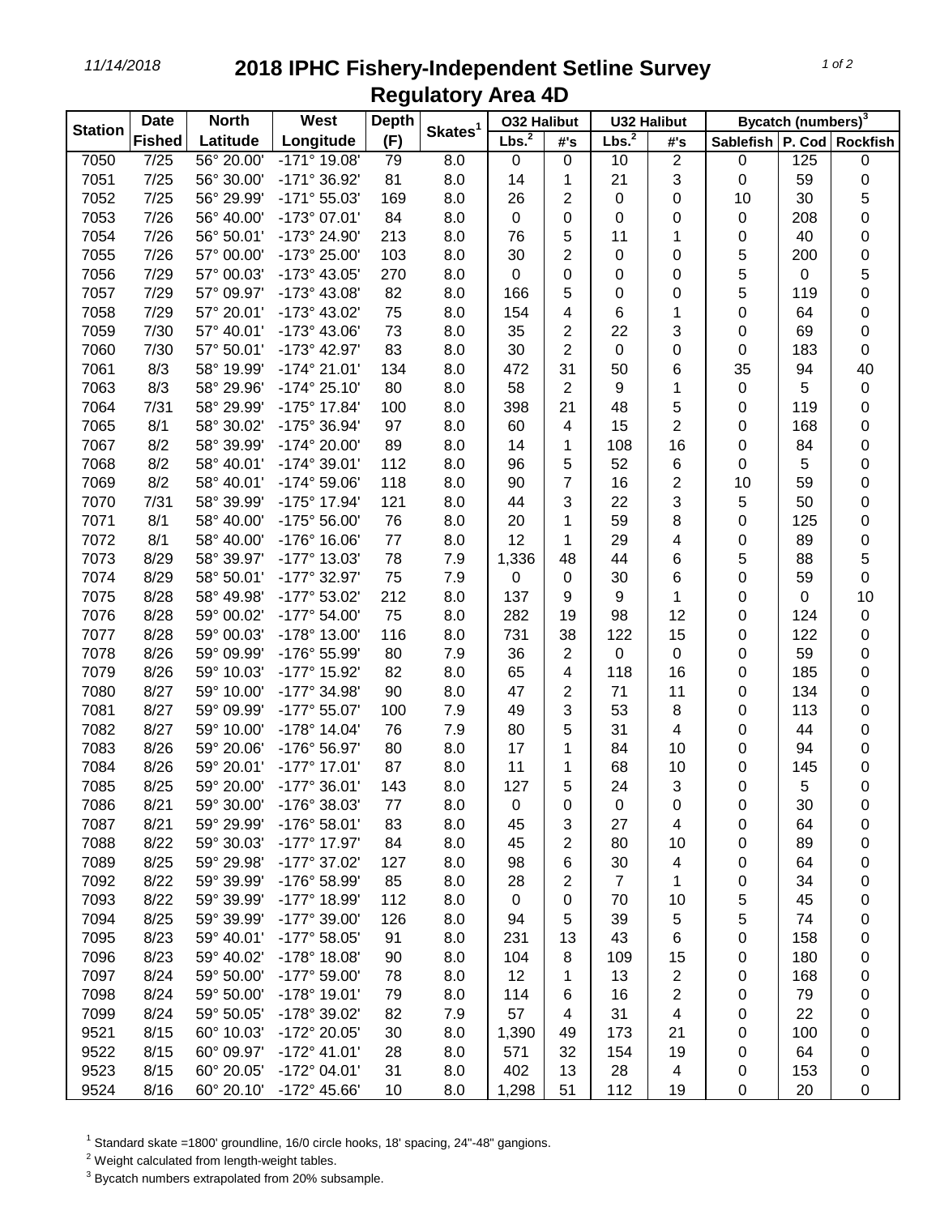# 2018 IPHC Fishery-Independent Setline Survey

## Regulatory Area 4D

11/14/2018

| Station | Date Fished | North Latitude | West Longitude | Depth (F) | Skates[1] | O32 Halibut Lbs.[2] | O32 Halibut #'s | U32 Halibut Lbs.[2] | U32 Halibut #'s | Bycatch (numbers)[3] Sablefish | P. Cod | Rockfish |
|---|---|---|---|---|---|---|---|---|---|---|---|---|
| 7050 | 7/25 | 56° 20.00' | -171° 19.08' | 79 | 8.0 | 0 | 0 | 10 | 2 | 0 | 125 | 0 |
| 7051 | 7/25 | 56° 30.00' | -171° 36.92' | 81 | 8.0 | 14 | 1 | 21 | 3 | 0 | 59 | 0 |
| 7052 | 7/25 | 56° 29.99' | -171° 55.03' | 169 | 8.0 | 26 | 2 | 0 | 0 | 10 | 30 | 5 |
| 7053 | 7/26 | 56° 40.00' | -173° 07.01' | 84 | 8.0 | 0 | 0 | 0 | 0 | 0 | 208 | 0 |
| 7054 | 7/26 | 56° 50.01' | -173° 24.90' | 213 | 8.0 | 76 | 5 | 11 | 1 | 0 | 40 | 0 |
| 7055 | 7/26 | 57° 00.00' | -173° 25.00' | 103 | 8.0 | 30 | 2 | 0 | 0 | 5 | 200 | 0 |
| 7056 | 7/29 | 57° 00.03' | -173° 43.05' | 270 | 8.0 | 0 | 0 | 0 | 0 | 5 | 0 | 5 |
| 7057 | 7/29 | 57° 09.97' | -173° 43.08' | 82 | 8.0 | 166 | 5 | 0 | 0 | 5 | 119 | 0 |
| 7058 | 7/29 | 57° 20.01' | -173° 43.02' | 75 | 8.0 | 154 | 4 | 6 | 1 | 0 | 64 | 0 |
| 7059 | 7/30 | 57° 40.01' | -173° 43.06' | 73 | 8.0 | 35 | 2 | 22 | 3 | 0 | 69 | 0 |
| 7060 | 7/30 | 57° 50.01' | -173° 42.97' | 83 | 8.0 | 30 | 2 | 0 | 0 | 0 | 183 | 0 |
| 7061 | 8/3 | 58° 19.99' | -174° 21.01' | 134 | 8.0 | 472 | 31 | 50 | 6 | 35 | 94 | 40 |
| 7063 | 8/3 | 58° 29.96' | -174° 25.10' | 80 | 8.0 | 58 | 2 | 9 | 1 | 0 | 5 | 0 |
| 7064 | 7/31 | 58° 29.99' | -175° 17.84' | 100 | 8.0 | 398 | 21 | 48 | 5 | 0 | 119 | 0 |
| 7065 | 8/1 | 58° 30.02' | -175° 36.94' | 97 | 8.0 | 60 | 4 | 15 | 2 | 0 | 168 | 0 |
| 7067 | 8/2 | 58° 39.99' | -174° 20.00' | 89 | 8.0 | 14 | 1 | 108 | 16 | 0 | 84 | 0 |
| 7068 | 8/2 | 58° 40.01' | -174° 39.01' | 112 | 8.0 | 96 | 5 | 52 | 6 | 0 | 5 | 0 |
| 7069 | 8/2 | 58° 40.01' | -174° 59.06' | 118 | 8.0 | 90 | 7 | 16 | 2 | 10 | 59 | 0 |
| 7070 | 7/31 | 58° 39.99' | -175° 17.94' | 121 | 8.0 | 44 | 3 | 22 | 3 | 5 | 50 | 0 |
| 7071 | 8/1 | 58° 40.00' | -175° 56.00' | 76 | 8.0 | 20 | 1 | 59 | 8 | 0 | 125 | 0 |
| 7072 | 8/1 | 58° 40.00' | -176° 16.06' | 77 | 8.0 | 12 | 1 | 29 | 4 | 0 | 89 | 0 |
| 7073 | 8/29 | 58° 39.97' | -177° 13.03' | 78 | 7.9 | 1,336 | 48 | 44 | 6 | 5 | 88 | 5 |
| 7074 | 8/29 | 58° 50.01' | -177° 32.97' | 75 | 7.9 | 0 | 0 | 30 | 6 | 0 | 59 | 0 |
| 7075 | 8/28 | 58° 49.98' | -177° 53.02' | 212 | 8.0 | 137 | 9 | 9 | 1 | 0 | 0 | 10 |
| 7076 | 8/28 | 59° 00.02' | -177° 54.00' | 75 | 8.0 | 282 | 19 | 98 | 12 | 0 | 124 | 0 |
| 7077 | 8/28 | 59° 00.03' | -178° 13.00' | 116 | 8.0 | 731 | 38 | 122 | 15 | 0 | 122 | 0 |
| 7078 | 8/26 | 59° 09.99' | -176° 55.99' | 80 | 7.9 | 36 | 2 | 0 | 0 | 0 | 59 | 0 |
| 7079 | 8/26 | 59° 10.03' | -177° 15.92' | 82 | 8.0 | 65 | 4 | 118 | 16 | 0 | 185 | 0 |
| 7080 | 8/27 | 59° 10.00' | -177° 34.98' | 90 | 8.0 | 47 | 2 | 71 | 11 | 0 | 134 | 0 |
| 7081 | 8/27 | 59° 09.99' | -177° 55.07' | 100 | 7.9 | 49 | 3 | 53 | 8 | 0 | 113 | 0 |
| 7082 | 8/27 | 59° 10.00' | -178° 14.04' | 76 | 7.9 | 80 | 5 | 31 | 4 | 0 | 44 | 0 |
| 7083 | 8/26 | 59° 20.06' | -176° 56.97' | 80 | 8.0 | 17 | 1 | 84 | 10 | 0 | 94 | 0 |
| 7084 | 8/26 | 59° 20.01' | -177° 17.01' | 87 | 8.0 | 11 | 1 | 68 | 10 | 0 | 145 | 0 |
| 7085 | 8/25 | 59° 20.00' | -177° 36.01' | 143 | 8.0 | 127 | 5 | 24 | 3 | 0 | 5 | 0 |
| 7086 | 8/21 | 59° 30.00' | -176° 38.03' | 77 | 8.0 | 0 | 0 | 0 | 0 | 0 | 30 | 0 |
| 7087 | 8/21 | 59° 29.99' | -176° 58.01' | 83 | 8.0 | 45 | 3 | 27 | 4 | 0 | 64 | 0 |
| 7088 | 8/22 | 59° 30.03' | -177° 17.97' | 84 | 8.0 | 45 | 2 | 80 | 10 | 0 | 89 | 0 |
| 7089 | 8/25 | 59° 29.98' | -177° 37.02' | 127 | 8.0 | 98 | 6 | 30 | 4 | 0 | 64 | 0 |
| 7092 | 8/22 | 59° 39.99' | -176° 58.99' | 85 | 8.0 | 28 | 2 | 7 | 1 | 0 | 34 | 0 |
| 7093 | 8/22 | 59° 39.99' | -177° 18.99' | 112 | 8.0 | 0 | 0 | 70 | 10 | 5 | 45 | 0 |
| 7094 | 8/25 | 59° 39.99' | -177° 39.00' | 126 | 8.0 | 94 | 5 | 39 | 5 | 5 | 74 | 0 |
| 7095 | 8/23 | 59° 40.01' | -177° 58.05' | 91 | 8.0 | 231 | 13 | 43 | 6 | 0 | 158 | 0 |
| 7096 | 8/23 | 59° 40.02' | -178° 18.08' | 90 | 8.0 | 104 | 8 | 109 | 15 | 0 | 180 | 0 |
| 7097 | 8/24 | 59° 50.00' | -177° 59.00' | 78 | 8.0 | 12 | 1 | 13 | 2 | 0 | 168 | 0 |
| 7098 | 8/24 | 59° 50.00' | -178° 19.01' | 79 | 8.0 | 114 | 6 | 16 | 2 | 0 | 79 | 0 |
| 7099 | 8/24 | 59° 50.05' | -178° 39.02' | 82 | 7.9 | 57 | 4 | 31 | 4 | 0 | 22 | 0 |
| 9521 | 8/15 | 60° 10.03' | -172° 20.05' | 30 | 8.0 | 1,390 | 49 | 173 | 21 | 0 | 100 | 0 |
| 9522 | 8/15 | 60° 09.97' | -172° 41.01' | 28 | 8.0 | 571 | 32 | 154 | 19 | 0 | 64 | 0 |
| 9523 | 8/15 | 60° 20.05' | -172° 04.01' | 31 | 8.0 | 402 | 13 | 28 | 4 | 0 | 153 | 0 |
| 9524 | 8/16 | 60° 20.10' | -172° 45.66' | 10 | 8.0 | 1,298 | 51 | 112 | 19 | 0 | 20 | 0 |

[1] Standard skate =1800' groundline, 16/0 circle hooks, 18' spacing, 24"-48" gangions.

[2] Weight calculated from length-weight tables.

[3] Bycatch numbers extrapolated from 20% subsample.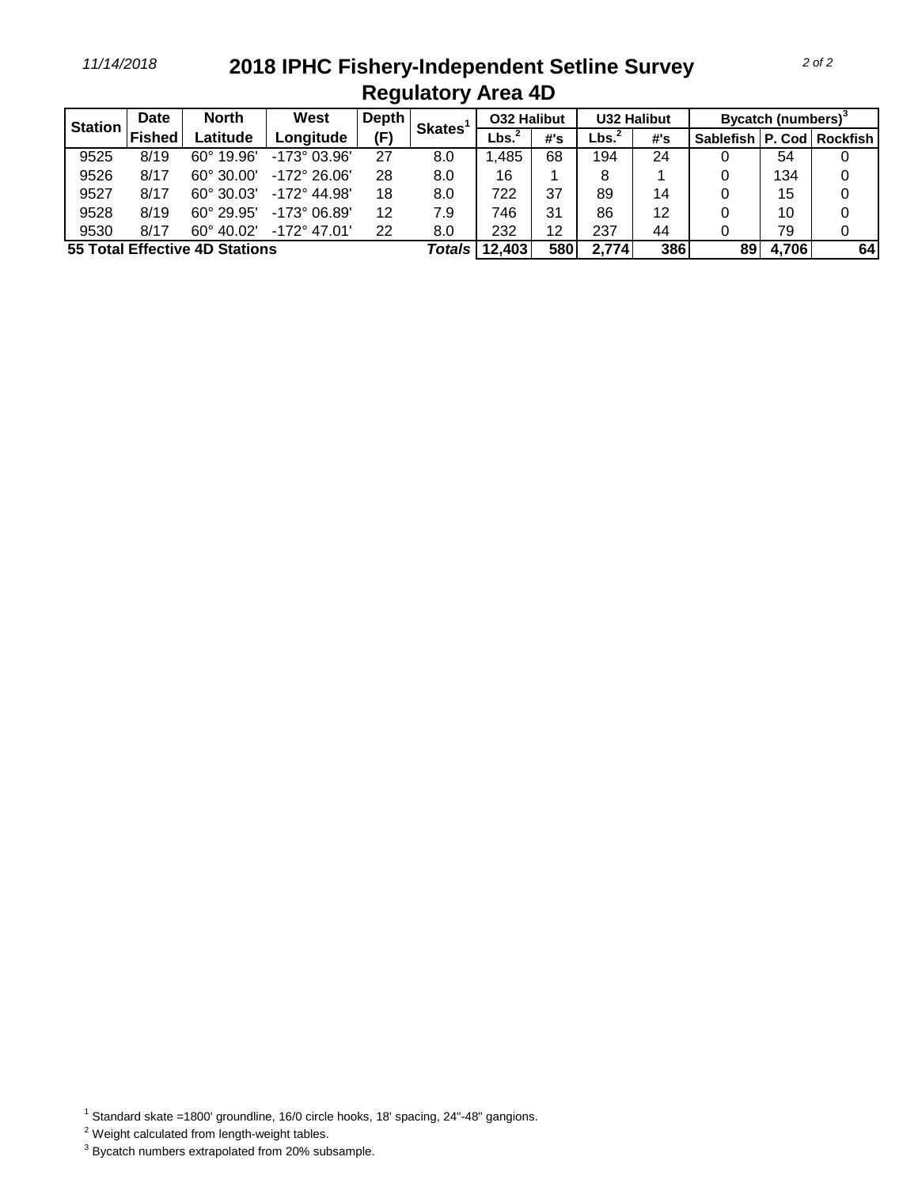# 2018 IPHC Fishery-Independent Setline Survey

## Regulatory Area 4D

| Station | Date Fished | North Latitude | West Longitude | Depth (F) | Skates[1] | O32 Halibut | | U32 Halibut | | Bycatch (numbers)[3] | | |
|---|---|---|---|---|---|---|---|---|---|---|---|---|
| | | | | | | Lbs.[2] | #'s | Lbs.[2] | #'s | Sablefish | P. Cod | Rockfish |
| 9525 | 8/19 | 60° 19.96' | -173° 03.96' | 27 | 8.0 | 1,485 | 68 | 194 | 24 | 0 | 54 | 0 |
| 9526 | 8/17 | 60° 30.00' | -172° 26.06' | 28 | 8.0 | 16 | 1 | 8 | 1 | 0 | 134 | 0 |
| 9527 | 8/17 | 60° 30.03' | -172° 44.98' | 18 | 8.0 | 722 | 37 | 89 | 14 | 0 | 15 | 0 |
| 9528 | 8/19 | 60° 29.95' | -173° 06.89' | 12 | 7.9 | 746 | 31 | 86 | 12 | 0 | 10 | 0 |
| 9530 | 8/17 | 60° 40.02' | -172° 47.01' | 22 | 8.0 | 232 | 12 | 237 | 44 | 0 | 79 | 0 |
| **55 Total Effective 4D Stations** | | | | | ***Totals*** | **12,403** | **580** | **2,774** | **386** | **89** | **4,706** | **64** |

[1] Standard skate =1800' groundline, 16/0 circle hooks, 18' spacing, 24"-48" gangions.

[2] Weight calculated from length-weight tables.

[3] Bycatch numbers extrapolated from 20% subsample.